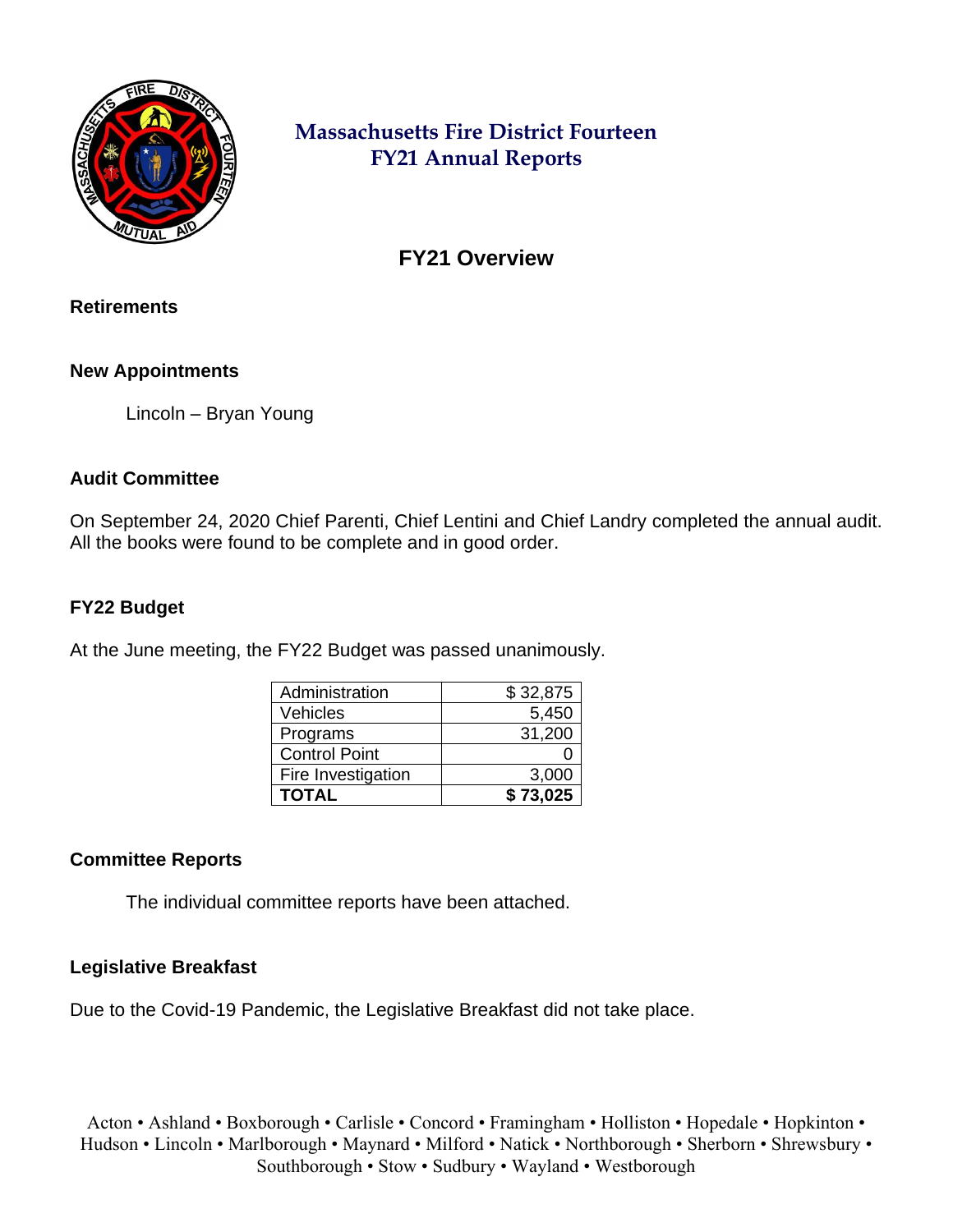# Massachusetts Fire District Fourteen
# FY21 Annual Reports

## FY21 Overview

### Retirements

### New Appointments

Lincoln – Bryan Young

### Audit Committee

On September 24, 2020 Chief Parenti, Chief Lentini and Chief Landry completed the annual audit. All the books were found to be complete and in good order.

### FY22 Budget

At the June meeting, the FY22 Budget was passed unanimously.

| | |
|---|---:|
| Administration | $ 32,875 |
| Vehicles | 5,450 |
| Programs | 31,200 |
| Control Point | 0 |
| Fire Investigation | 3,000 |
| **TOTAL** | **$ 73,025** |

### Committee Reports

The individual committee reports have been attached.

### Legislative Breakfast

Due to the Covid-19 Pandemic, the Legislative Breakfast did not take place.

Acton • Ashland • Boxborough • Carlisle • Concord • Framingham • Holliston • Hopedale • Hopkinton • Hudson • Lincoln • Marlborough • Maynard • Milford • Natick • Northborough • Sherborn • Shrewsbury • Southborough • Stow • Sudbury • Wayland • Westborough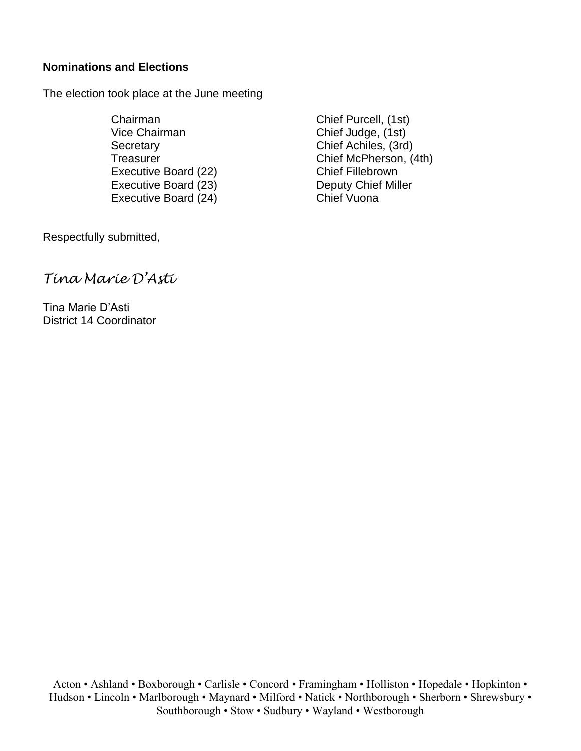**Nominations and Elections**

The election took place at the June meeting

| | |
|---|---|
| Chairman | Chief Purcell, (1st) |
| Vice Chairman | Chief Judge, (1st) |
| Secretary | Chief Achiles, (3rd) |
| Treasurer | Chief McPherson, (4th) |
| Executive Board (22) | Chief Fillebrown |
| Executive Board (23) | Deputy Chief Miller |
| Executive Board (24) | Chief Vuona |

Respectfully submitted,

*Tina Marie D'Asti*

Tina Marie D'Asti
District 14 Coordinator

Acton • Ashland • Boxborough • Carlisle • Concord • Framingham • Holliston • Hopedale • Hopkinton • Hudson • Lincoln • Marlborough • Maynard • Milford • Natick • Northborough • Sherborn • Shrewsbury • Southborough • Stow • Sudbury • Wayland • Westborough